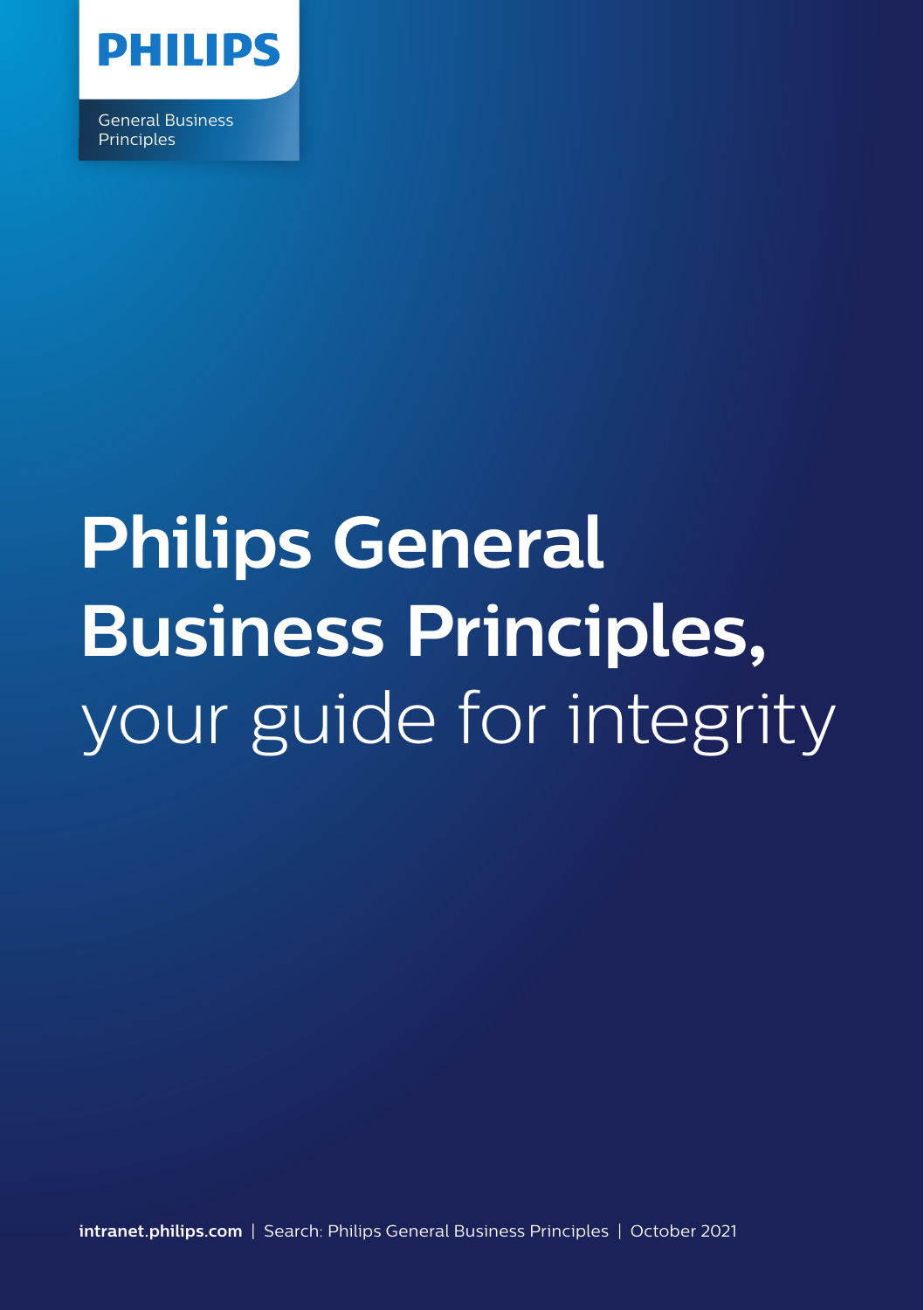PHILIPS

General Business Principles

# Philips General Business Principles, your guide for integrity

**intranet.philips.com** | Search: Philips General Business Principles | October 2021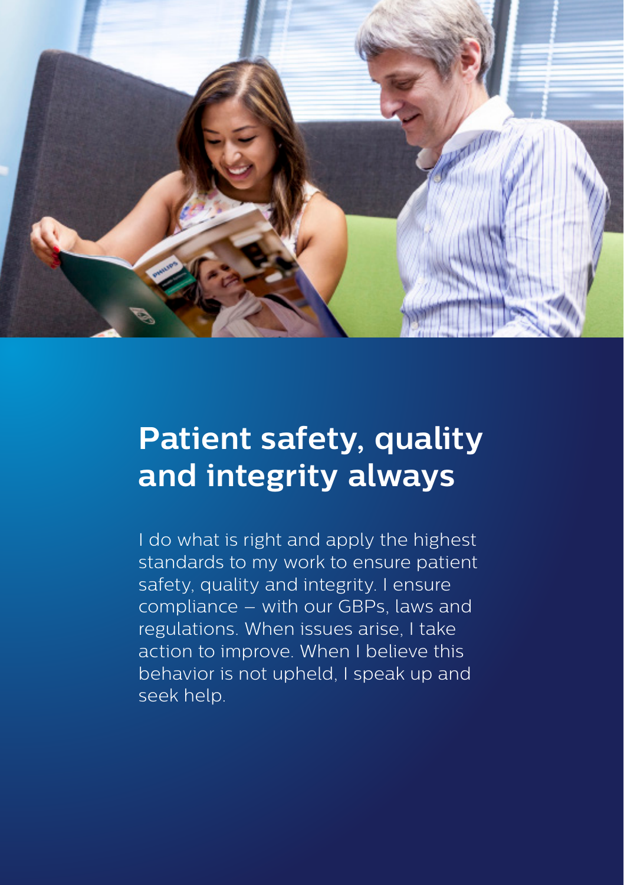# Patient safety, quality and integrity always

I do what is right and apply the highest standards to my work to ensure patient safety, quality and integrity. I ensure compliance – with our GBPs, laws and regulations. When issues arise, I take action to improve. When I believe this behavior is not upheld, I speak up and seek help.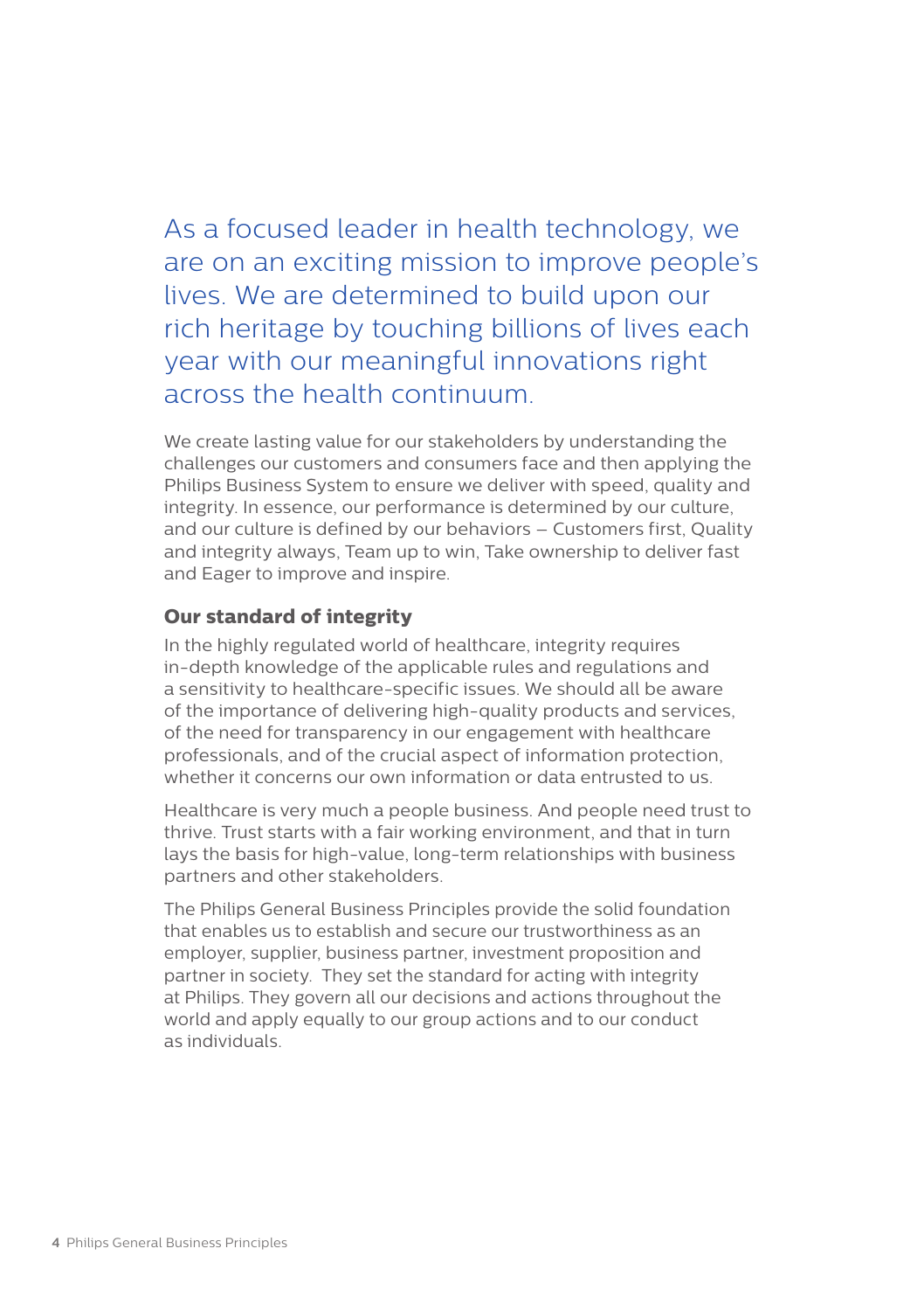As a focused leader in health technology, we are on an exciting mission to improve people's lives. We are determined to build upon our rich heritage by touching billions of lives each year with our meaningful innovations right across the health continuum.

We create lasting value for our stakeholders by understanding the challenges our customers and consumers face and then applying the Philips Business System to ensure we deliver with speed, quality and integrity. In essence, our performance is determined by our culture, and our culture is defined by our behaviors – Customers first, Quality and integrity always, Team up to win, Take ownership to deliver fast and Eager to improve and inspire.

## Our standard of integrity

In the highly regulated world of healthcare, integrity requires in-depth knowledge of the applicable rules and regulations and a sensitivity to healthcare-specific issues. We should all be aware of the importance of delivering high-quality products and services, of the need for transparency in our engagement with healthcare professionals, and of the crucial aspect of information protection, whether it concerns our own information or data entrusted to us.

Healthcare is very much a people business. And people need trust to thrive. Trust starts with a fair working environment, and that in turn lays the basis for high-value, long-term relationships with business partners and other stakeholders.

The Philips General Business Principles provide the solid foundation that enables us to establish and secure our trustworthiness as an employer, supplier, business partner, investment proposition and partner in society. They set the standard for acting with integrity at Philips. They govern all our decisions and actions throughout the world and apply equally to our group actions and to our conduct as individuals.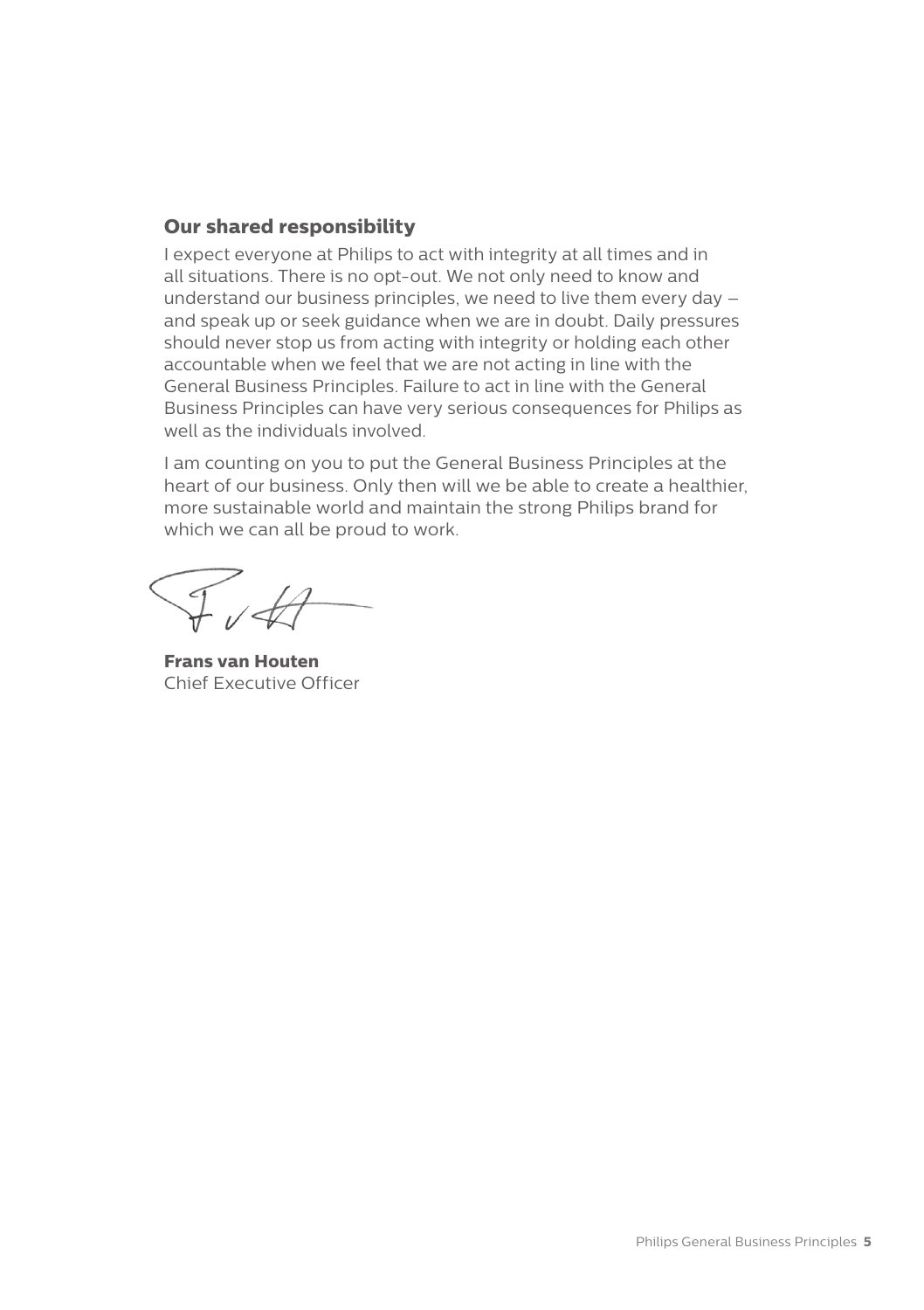## Our shared responsibility

I expect everyone at Philips to act with integrity at all times and in all situations. There is no opt-out. We not only need to know and understand our business principles, we need to live them every day – and speak up or seek guidance when we are in doubt. Daily pressures should never stop us from acting with integrity or holding each other accountable when we feel that we are not acting in line with the General Business Principles. Failure to act in line with the General Business Principles can have very serious consequences for Philips as well as the individuals involved.

I am counting on you to put the General Business Principles at the heart of our business. Only then will we be able to create a healthier, more sustainable world and maintain the strong Philips brand for which we can all be proud to work.

**Frans van Houten**
Chief Executive Officer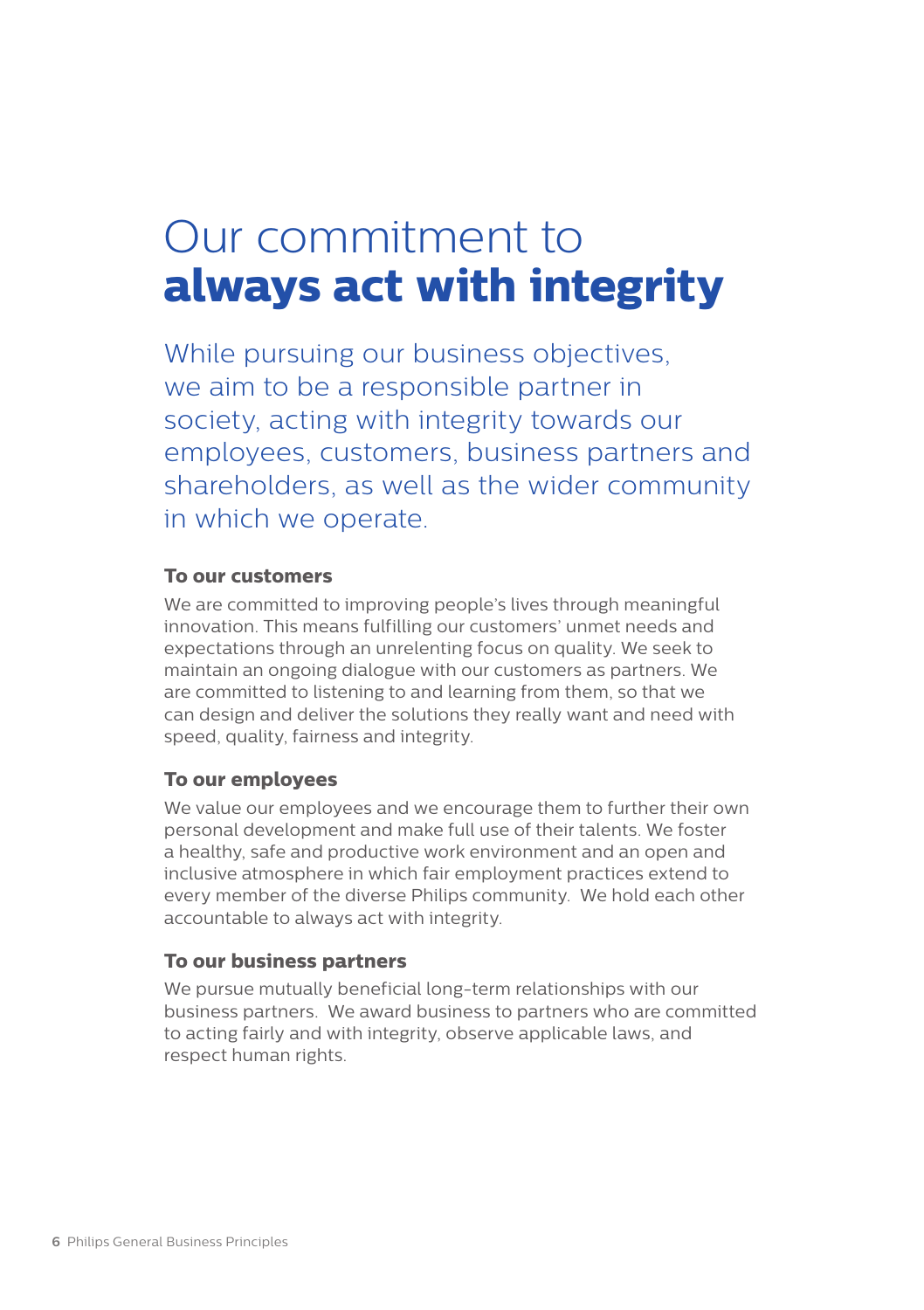# Our commitment to **always act with integrity**

While pursuing our business objectives, we aim to be a responsible partner in society, acting with integrity towards our employees, customers, business partners and shareholders, as well as the wider community in which we operate.

### To our customers

We are committed to improving people's lives through meaningful innovation. This means fulfilling our customers' unmet needs and expectations through an unrelenting focus on quality. We seek to maintain an ongoing dialogue with our customers as partners. We are committed to listening to and learning from them, so that we can design and deliver the solutions they really want and need with speed, quality, fairness and integrity.

### To our employees

We value our employees and we encourage them to further their own personal development and make full use of their talents. We foster a healthy, safe and productive work environment and an open and inclusive atmosphere in which fair employment practices extend to every member of the diverse Philips community. We hold each other accountable to always act with integrity.

### To our business partners

We pursue mutually beneficial long-term relationships with our business partners. We award business to partners who are committed to acting fairly and with integrity, observe applicable laws, and respect human rights.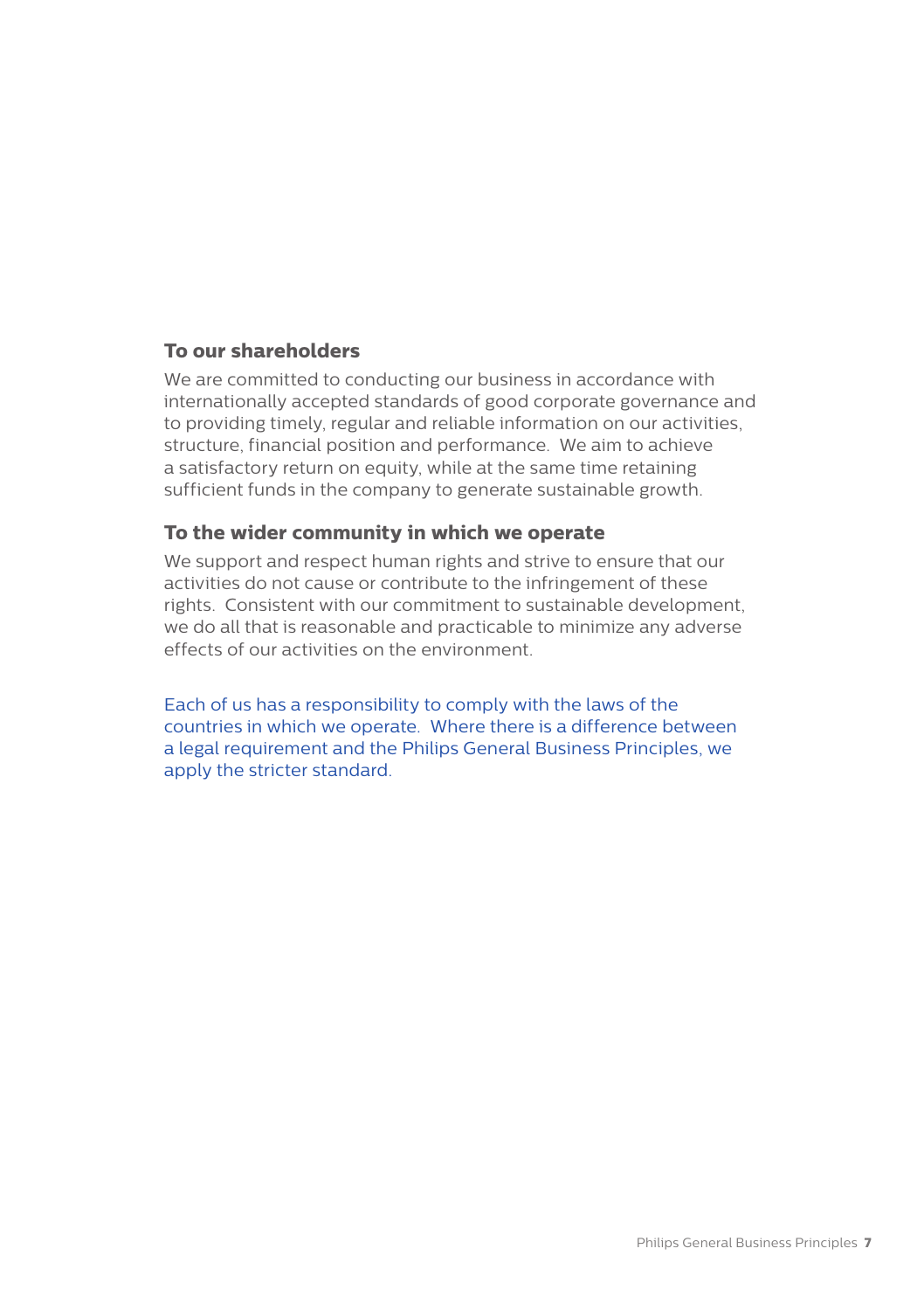### To our shareholders

We are committed to conducting our business in accordance with internationally accepted standards of good corporate governance and to providing timely, regular and reliable information on our activities, structure, financial position and performance. We aim to achieve a satisfactory return on equity, while at the same time retaining sufficient funds in the company to generate sustainable growth.

### To the wider community in which we operate

We support and respect human rights and strive to ensure that our activities do not cause or contribute to the infringement of these rights. Consistent with our commitment to sustainable development, we do all that is reasonable and practicable to minimize any adverse effects of our activities on the environment.

Each of us has a responsibility to comply with the laws of the countries in which we operate. Where there is a difference between a legal requirement and the Philips General Business Principles, we apply the stricter standard.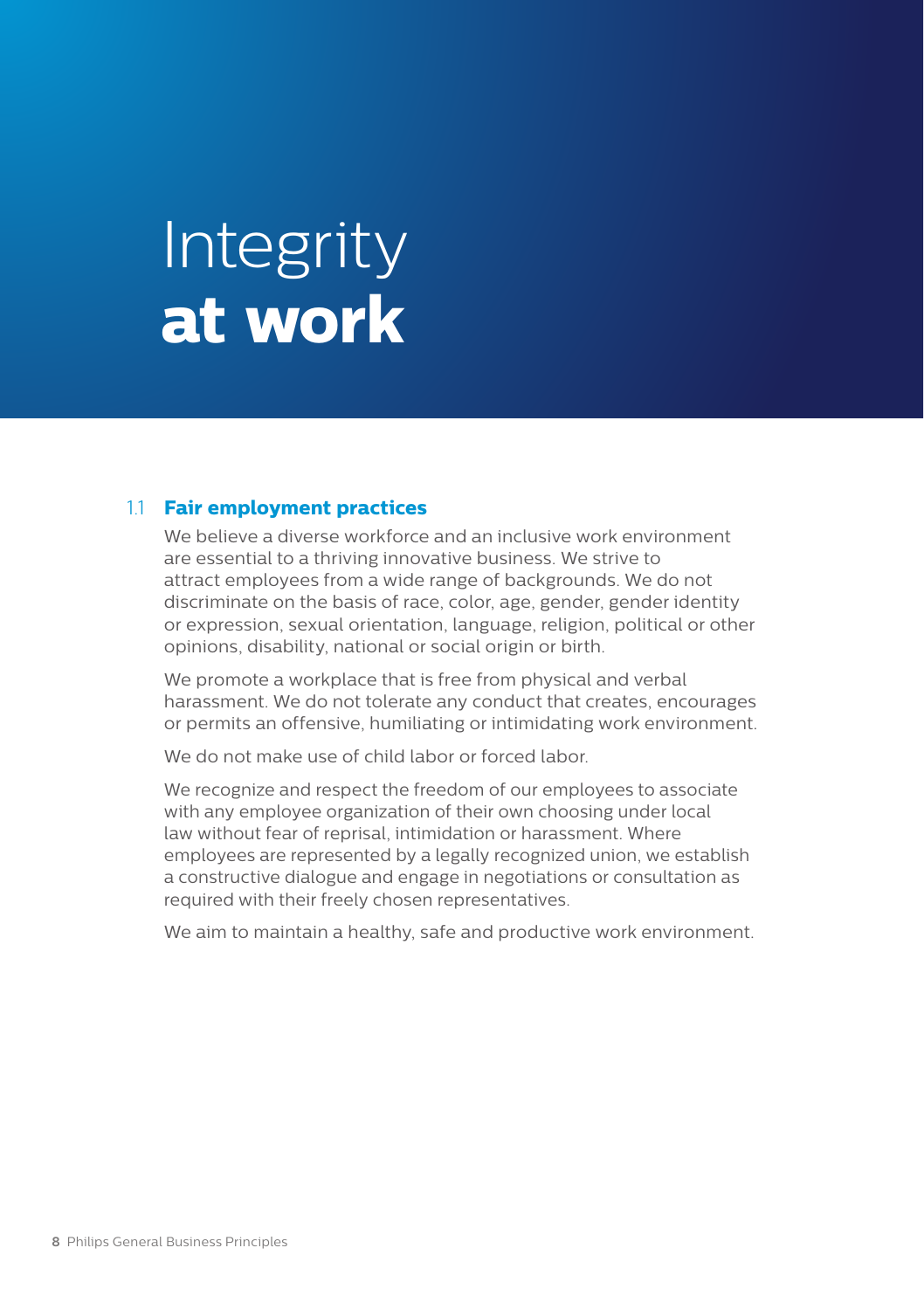# Integrity **at work**

## 1.1 Fair employment practices

We believe a diverse workforce and an inclusive work environment are essential to a thriving innovative business. We strive to attract employees from a wide range of backgrounds. We do not discriminate on the basis of race, color, age, gender, gender identity or expression, sexual orientation, language, religion, political or other opinions, disability, national or social origin or birth.

We promote a workplace that is free from physical and verbal harassment. We do not tolerate any conduct that creates, encourages or permits an offensive, humiliating or intimidating work environment.

We do not make use of child labor or forced labor.

We recognize and respect the freedom of our employees to associate with any employee organization of their own choosing under local law without fear of reprisal, intimidation or harassment. Where employees are represented by a legally recognized union, we establish a constructive dialogue and engage in negotiations or consultation as required with their freely chosen representatives.

We aim to maintain a healthy, safe and productive work environment.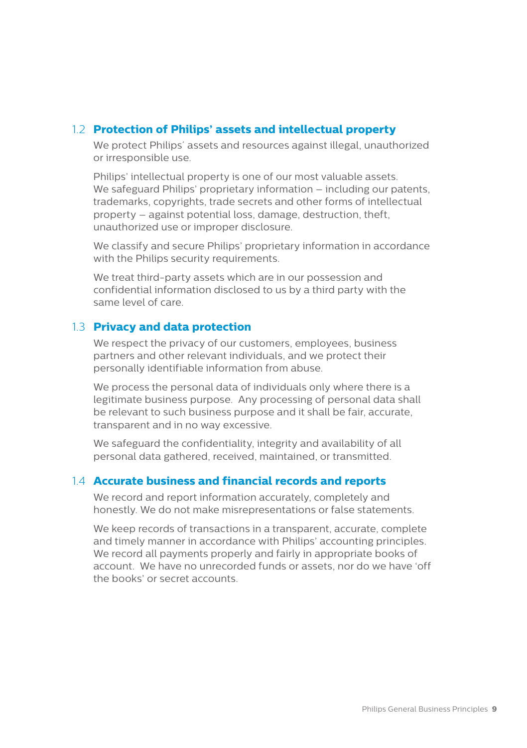### 1.2 Protection of Philips' assets and intellectual property

We protect Philips' assets and resources against illegal, unauthorized or irresponsible use.

Philips' intellectual property is one of our most valuable assets. We safeguard Philips' proprietary information – including our patents, trademarks, copyrights, trade secrets and other forms of intellectual property – against potential loss, damage, destruction, theft, unauthorized use or improper disclosure.

We classify and secure Philips' proprietary information in accordance with the Philips security requirements.

We treat third-party assets which are in our possession and confidential information disclosed to us by a third party with the same level of care.

### 1.3 Privacy and data protection

We respect the privacy of our customers, employees, business partners and other relevant individuals, and we protect their personally identifiable information from abuse.

We process the personal data of individuals only where there is a legitimate business purpose. Any processing of personal data shall be relevant to such business purpose and it shall be fair, accurate, transparent and in no way excessive.

We safeguard the confidentiality, integrity and availability of all personal data gathered, received, maintained, or transmitted.

### 1.4 Accurate business and financial records and reports

We record and report information accurately, completely and honestly. We do not make misrepresentations or false statements.

We keep records of transactions in a transparent, accurate, complete and timely manner in accordance with Philips' accounting principles. We record all payments properly and fairly in appropriate books of account. We have no unrecorded funds or assets, nor do we have 'off the books' or secret accounts.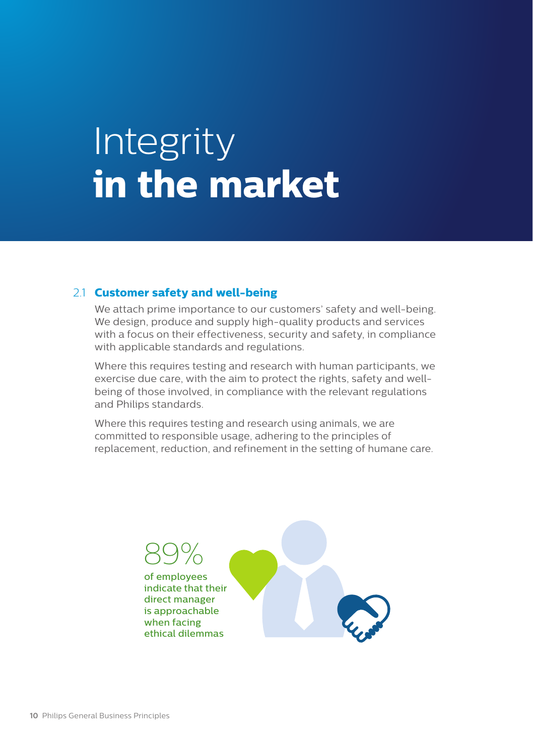# Integrity **in the market**

## 2.1 Customer safety and well-being

We attach prime importance to our customers' safety and well-being. We design, produce and supply high-quality products and services with a focus on their effectiveness, security and safety, in compliance with applicable standards and regulations.

Where this requires testing and research with human participants, we exercise due care, with the aim to protect the rights, safety and well-being of those involved, in compliance with the relevant regulations and Philips standards.

Where this requires testing and research using animals, we are committed to responsible usage, adhering to the principles of replacement, reduction, and refinement in the setting of humane care.

89%

of employees indicate that their direct manager is approachable when facing ethical dilemmas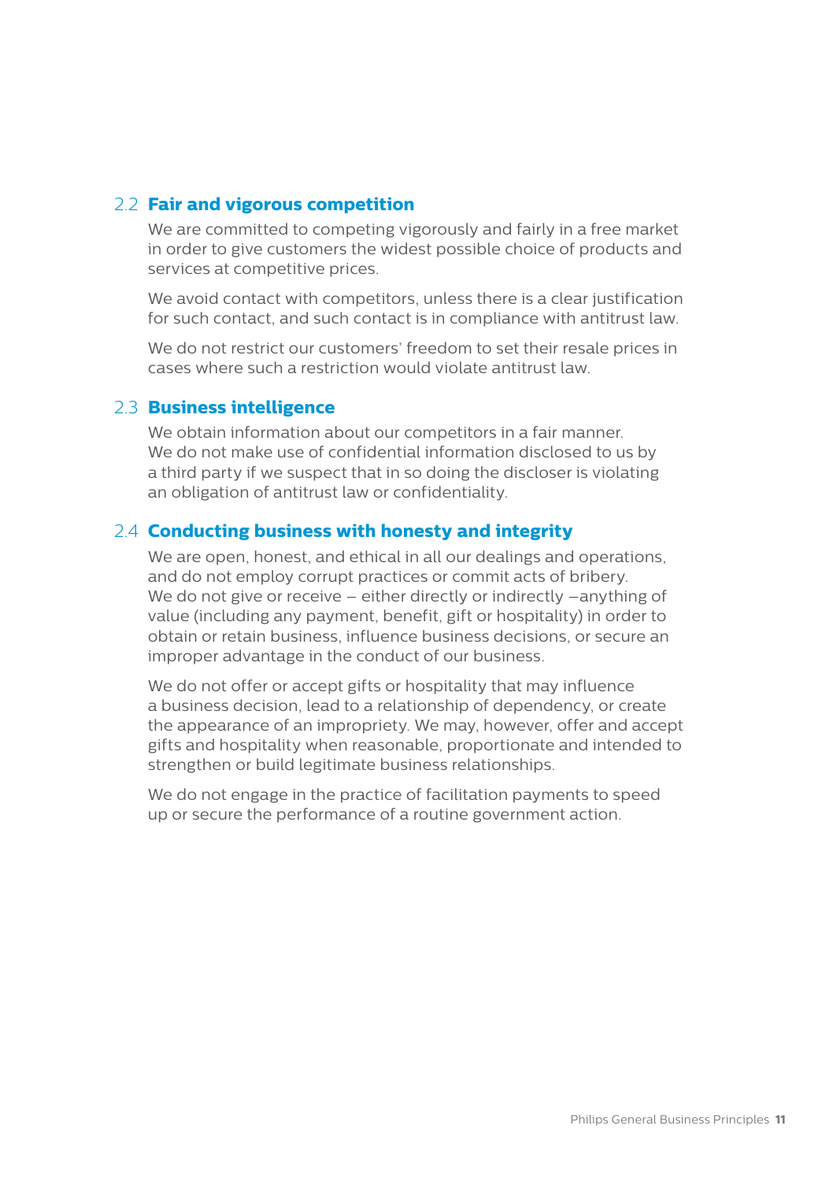## 2.2 Fair and vigorous competition

We are committed to competing vigorously and fairly in a free market in order to give customers the widest possible choice of products and services at competitive prices.

We avoid contact with competitors, unless there is a clear justification for such contact, and such contact is in compliance with antitrust law.

We do not restrict our customers' freedom to set their resale prices in cases where such a restriction would violate antitrust law.

## 2.3 Business intelligence

We obtain information about our competitors in a fair manner. We do not make use of confidential information disclosed to us by a third party if we suspect that in so doing the discloser is violating an obligation of antitrust law or confidentiality.

## 2.4 Conducting business with honesty and integrity

We are open, honest, and ethical in all our dealings and operations, and do not employ corrupt practices or commit acts of bribery. We do not give or receive – either directly or indirectly –anything of value (including any payment, benefit, gift or hospitality) in order to obtain or retain business, influence business decisions, or secure an improper advantage in the conduct of our business.

We do not offer or accept gifts or hospitality that may influence a business decision, lead to a relationship of dependency, or create the appearance of an impropriety. We may, however, offer and accept gifts and hospitality when reasonable, proportionate and intended to strengthen or build legitimate business relationships.

We do not engage in the practice of facilitation payments to speed up or secure the performance of a routine government action.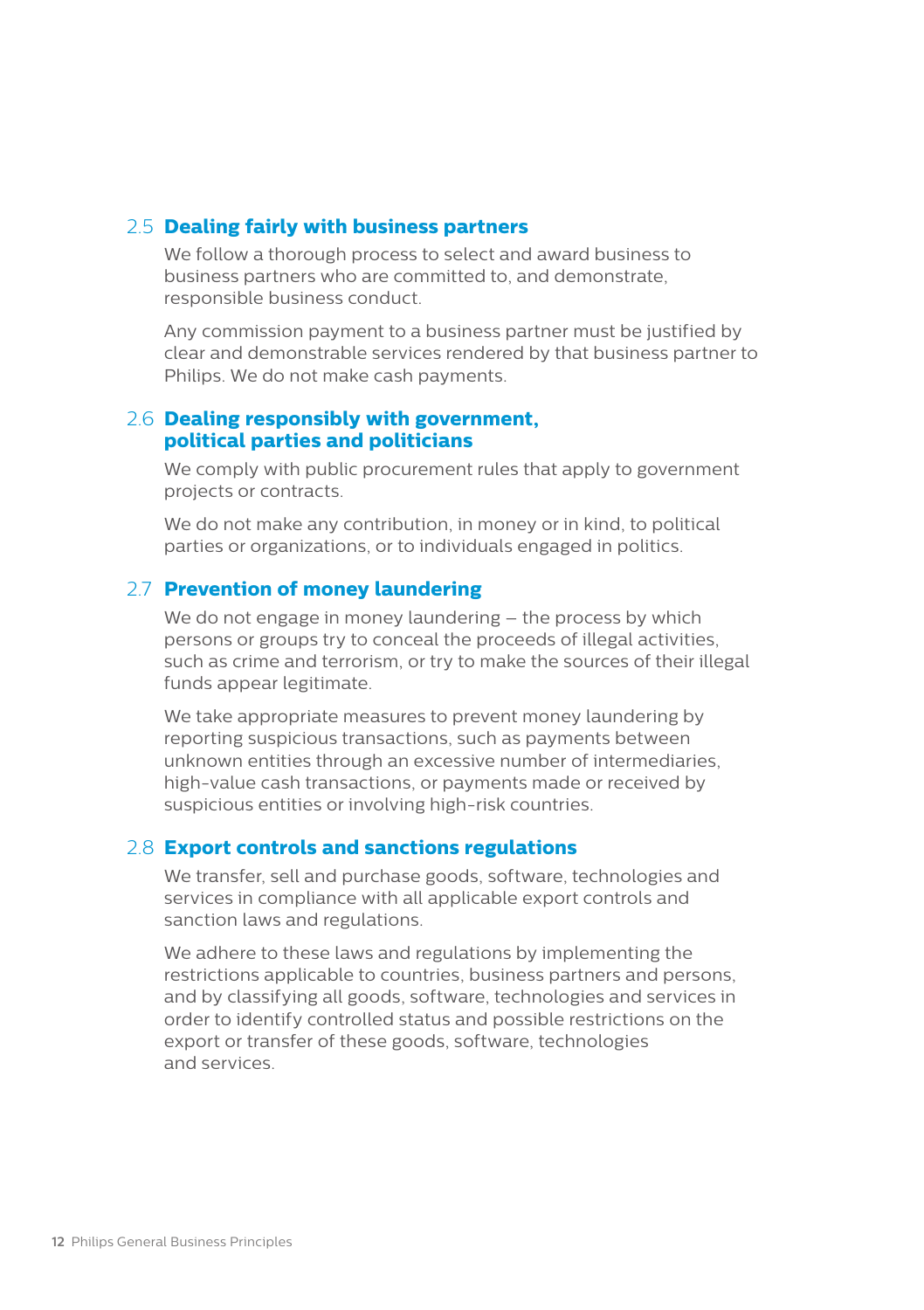## 2.5 Dealing fairly with business partners

We follow a thorough process to select and award business to business partners who are committed to, and demonstrate, responsible business conduct.

Any commission payment to a business partner must be justified by clear and demonstrable services rendered by that business partner to Philips. We do not make cash payments.

## 2.6 Dealing responsibly with government, political parties and politicians

We comply with public procurement rules that apply to government projects or contracts.

We do not make any contribution, in money or in kind, to political parties or organizations, or to individuals engaged in politics.

## 2.7 Prevention of money laundering

We do not engage in money laundering – the process by which persons or groups try to conceal the proceeds of illegal activities, such as crime and terrorism, or try to make the sources of their illegal funds appear legitimate.

We take appropriate measures to prevent money laundering by reporting suspicious transactions, such as payments between unknown entities through an excessive number of intermediaries, high-value cash transactions, or payments made or received by suspicious entities or involving high-risk countries.

## 2.8 Export controls and sanctions regulations

We transfer, sell and purchase goods, software, technologies and services in compliance with all applicable export controls and sanction laws and regulations.

We adhere to these laws and regulations by implementing the restrictions applicable to countries, business partners and persons, and by classifying all goods, software, technologies and services in order to identify controlled status and possible restrictions on the export or transfer of these goods, software, technologies and services.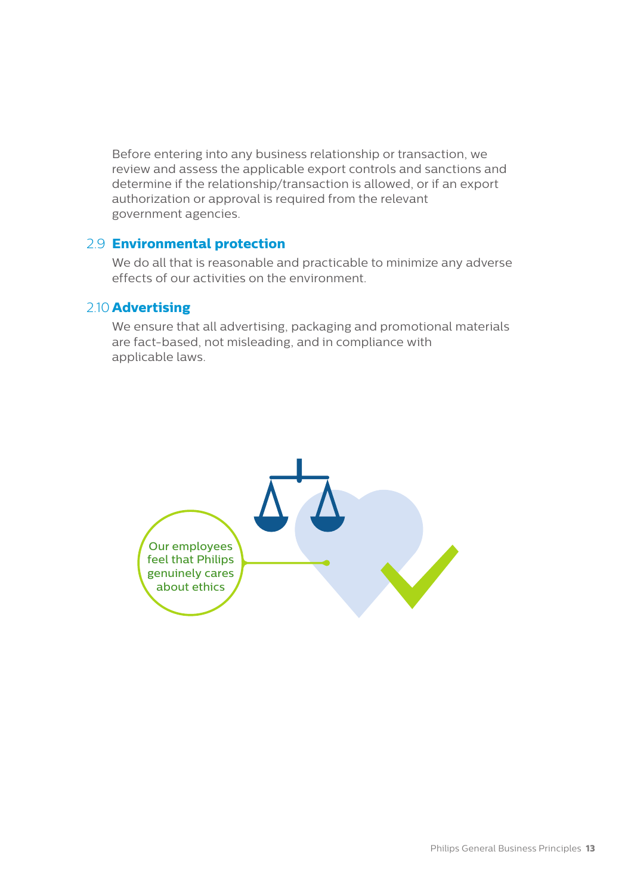Before entering into any business relationship or transaction, we review and assess the applicable export controls and sanctions and determine if the relationship/transaction is allowed, or if an export authorization or approval is required from the relevant government agencies.

### 2.9 Environmental protection

We do all that is reasonable and practicable to minimize any adverse effects of our activities on the environment.

### 2.10 Advertising

We ensure that all advertising, packaging and promotional materials are fact-based, not misleading, and in compliance with applicable laws.

Our employees feel that Philips genuinely cares about ethics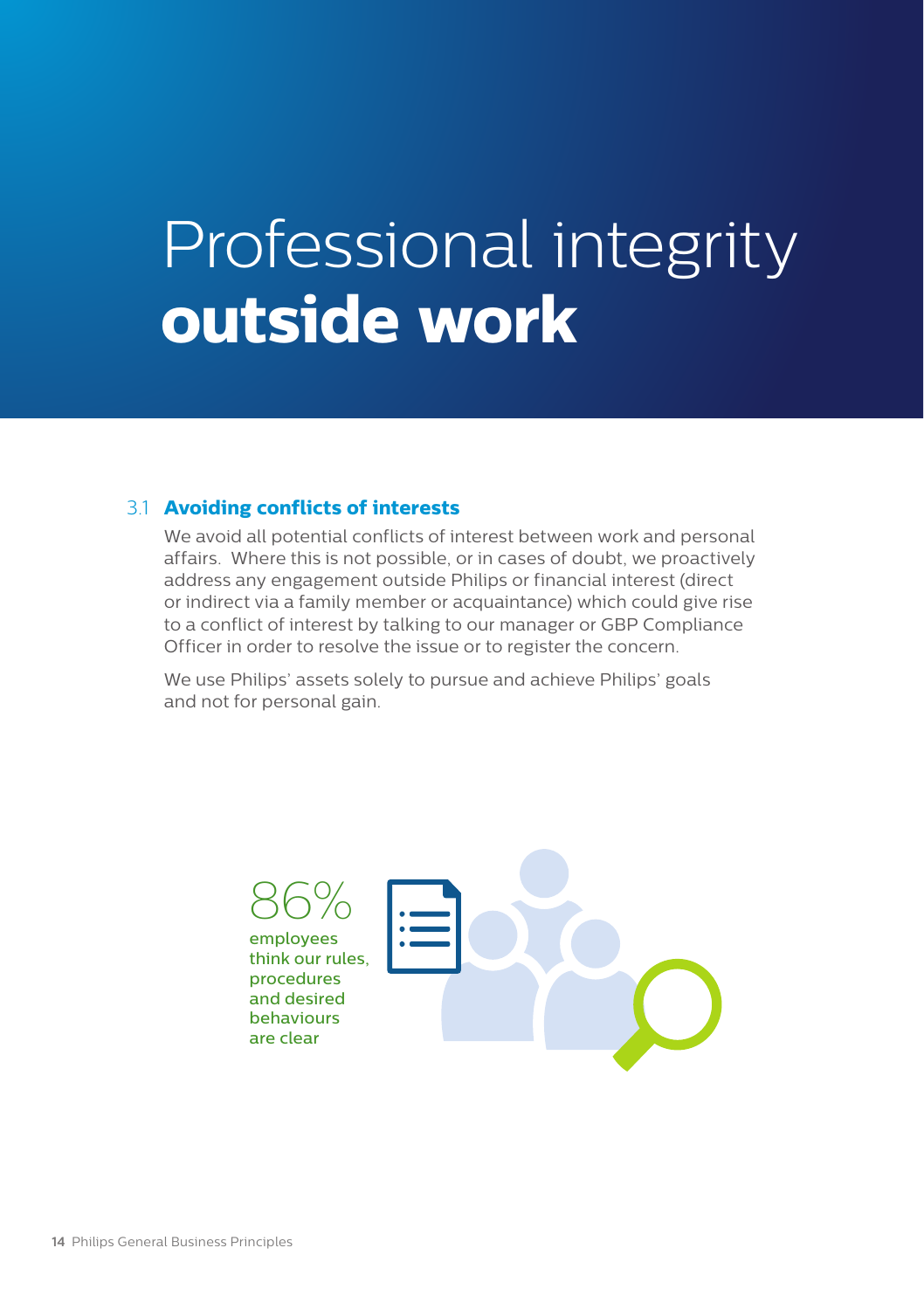# Professional integrity **outside work**

## 3.1 Avoiding conflicts of interests

We avoid all potential conflicts of interest between work and personal affairs. Where this is not possible, or in cases of doubt, we proactively address any engagement outside Philips or financial interest (direct or indirect via a family member or acquaintance) which could give rise to a conflict of interest by talking to our manager or GBP Compliance Officer in order to resolve the issue or to register the concern.

We use Philips' assets solely to pursue and achieve Philips' goals and not for personal gain.

86%

employees think our rules, procedures and desired behaviours are clear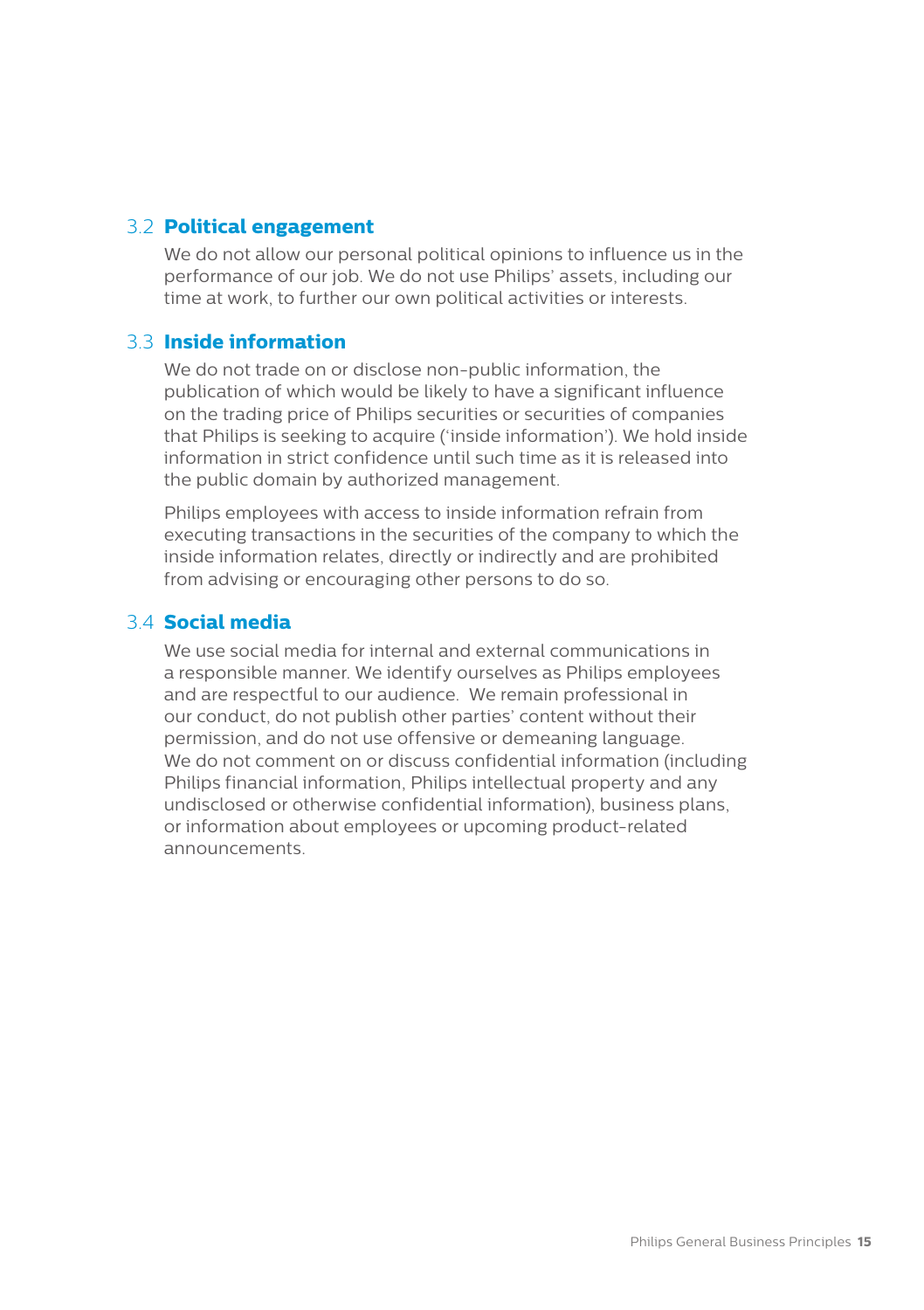## 3.2 Political engagement

We do not allow our personal political opinions to influence us in the performance of our job. We do not use Philips' assets, including our time at work, to further our own political activities or interests.

## 3.3 Inside information

We do not trade on or disclose non-public information, the publication of which would be likely to have a significant influence on the trading price of Philips securities or securities of companies that Philips is seeking to acquire ('inside information'). We hold inside information in strict confidence until such time as it is released into the public domain by authorized management.

Philips employees with access to inside information refrain from executing transactions in the securities of the company to which the inside information relates, directly or indirectly and are prohibited from advising or encouraging other persons to do so.

## 3.4 Social media

We use social media for internal and external communications in a responsible manner. We identify ourselves as Philips employees and are respectful to our audience. We remain professional in our conduct, do not publish other parties' content without their permission, and do not use offensive or demeaning language. We do not comment on or discuss confidential information (including Philips financial information, Philips intellectual property and any undisclosed or otherwise confidential information), business plans, or information about employees or upcoming product-related announcements.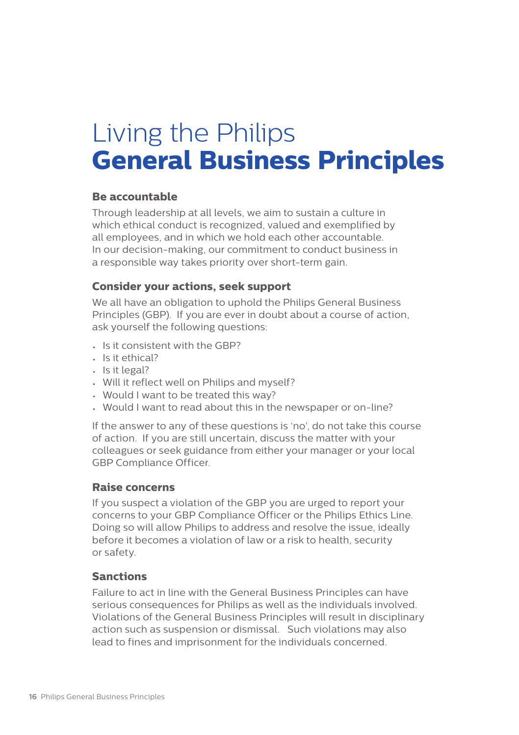# Living the Philips **General Business Principles**

## Be accountable

Through leadership at all levels, we aim to sustain a culture in which ethical conduct is recognized, valued and exemplified by all employees, and in which we hold each other accountable. In our decision-making, our commitment to conduct business in a responsible way takes priority over short-term gain.

## Consider your actions, seek support

We all have an obligation to uphold the Philips General Business Principles (GBP). If you are ever in doubt about a course of action, ask yourself the following questions:

- Is it consistent with the GBP?
- Is it ethical?
- Is it legal?
- Will it reflect well on Philips and myself?
- Would I want to be treated this way?
- Would I want to read about this in the newspaper or on-line?

If the answer to any of these questions is 'no', do not take this course of action. If you are still uncertain, discuss the matter with your colleagues or seek guidance from either your manager or your local GBP Compliance Officer.

## Raise concerns

If you suspect a violation of the GBP you are urged to report your concerns to your GBP Compliance Officer or the Philips Ethics Line. Doing so will allow Philips to address and resolve the issue, ideally before it becomes a violation of law or a risk to health, security or safety.

## Sanctions

Failure to act in line with the General Business Principles can have serious consequences for Philips as well as the individuals involved. Violations of the General Business Principles will result in disciplinary action such as suspension or dismissal. Such violations may also lead to fines and imprisonment for the individuals concerned.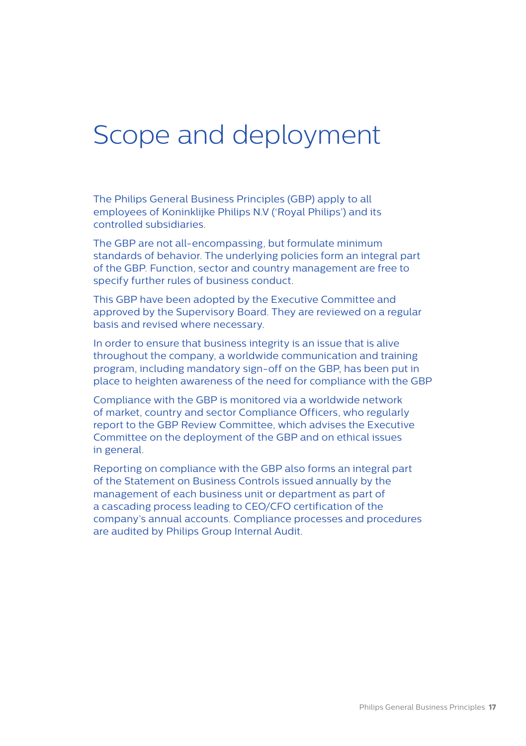# Scope and deployment

The Philips General Business Principles (GBP) apply to all employees of Koninklijke Philips N.V ('Royal Philips') and its controlled subsidiaries.

The GBP are not all-encompassing, but formulate minimum standards of behavior. The underlying policies form an integral part of the GBP. Function, sector and country management are free to specify further rules of business conduct.

This GBP have been adopted by the Executive Committee and approved by the Supervisory Board. They are reviewed on a regular basis and revised where necessary.

In order to ensure that business integrity is an issue that is alive throughout the company, a worldwide communication and training program, including mandatory sign-off on the GBP, has been put in place to heighten awareness of the need for compliance with the GBP

Compliance with the GBP is monitored via a worldwide network of market, country and sector Compliance Officers, who regularly report to the GBP Review Committee, which advises the Executive Committee on the deployment of the GBP and on ethical issues in general.

Reporting on compliance with the GBP also forms an integral part of the Statement on Business Controls issued annually by the management of each business unit or department as part of a cascading process leading to CEO/CFO certification of the company's annual accounts. Compliance processes and procedures are audited by Philips Group Internal Audit.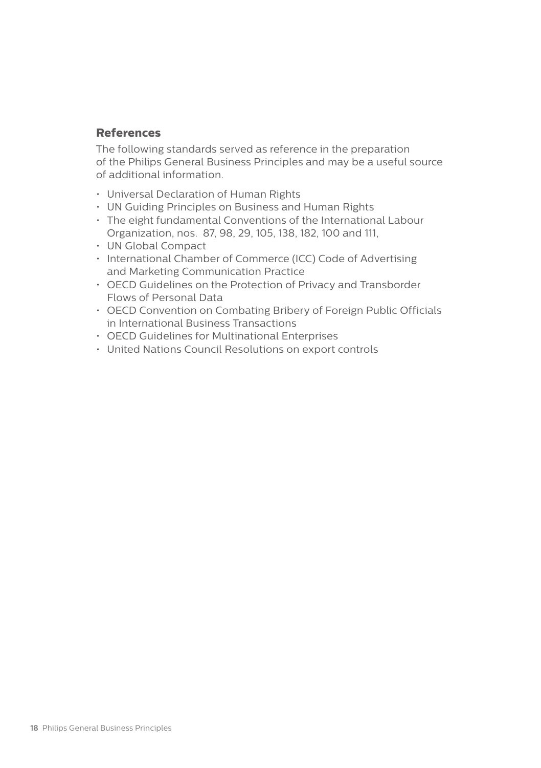## References

The following standards served as reference in the preparation of the Philips General Business Principles and may be a useful source of additional information.

- Universal Declaration of Human Rights
- UN Guiding Principles on Business and Human Rights
- The eight fundamental Conventions of the International Labour Organization, nos. 87, 98, 29, 105, 138, 182, 100 and 111,
- UN Global Compact
- International Chamber of Commerce (ICC) Code of Advertising and Marketing Communication Practice
- OECD Guidelines on the Protection of Privacy and Transborder Flows of Personal Data
- OECD Convention on Combating Bribery of Foreign Public Officials in International Business Transactions
- OECD Guidelines for Multinational Enterprises
- United Nations Council Resolutions on export controls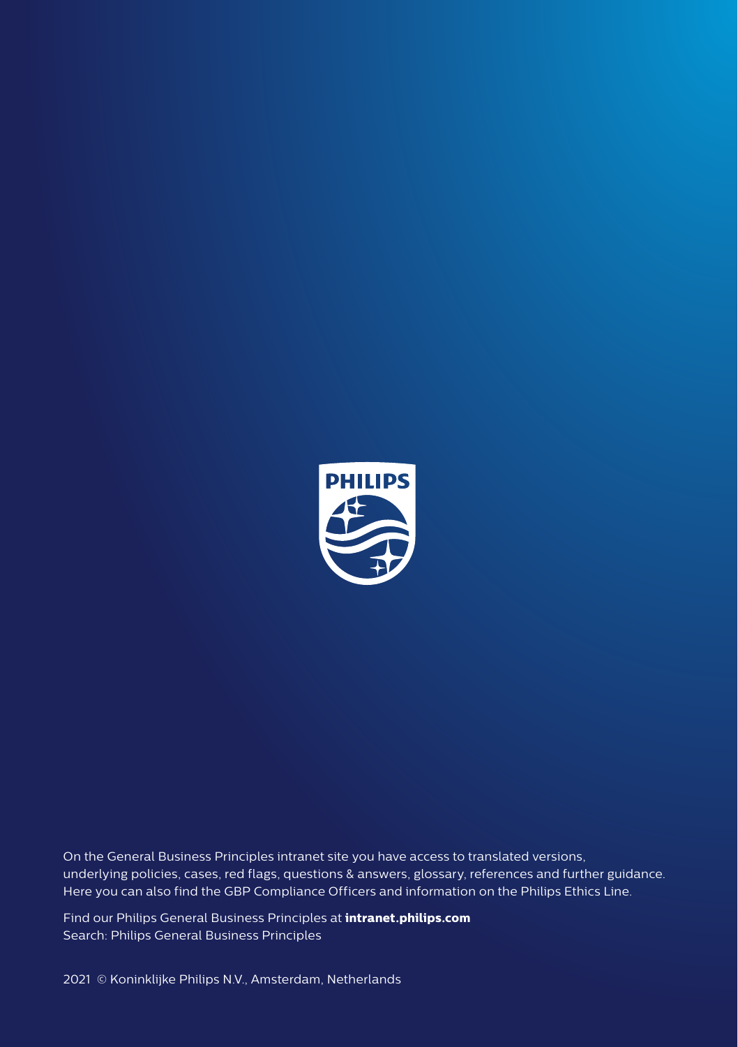PHILIPS

On the General Business Principles intranet site you have access to translated versions, underlying policies, cases, red flags, questions & answers, glossary, references and further guidance. Here you can also find the GBP Compliance Officers and information on the Philips Ethics Line.

Find our Philips General Business Principles at **intranet.philips.com**
Search: Philips General Business Principles

2021 © Koninklijke Philips N.V., Amsterdam, Netherlands